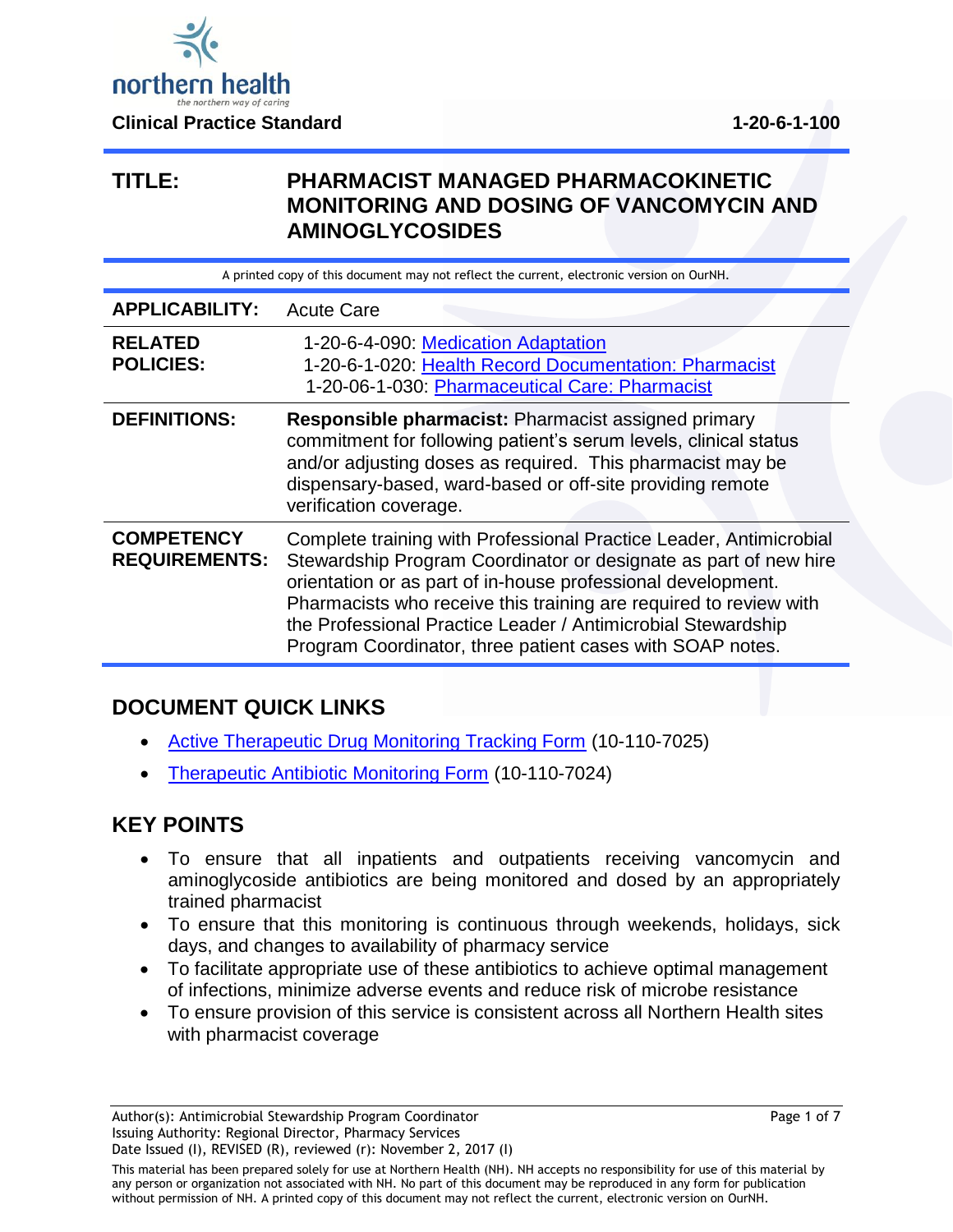**Clinical Practice Standard** **1-20-6-1-100**

| | |
|---|---|
| **TITLE:** | **PHARMACIST MANAGED PHARMACOKINETIC MONITORING AND DOSING OF VANCOMYCIN AND AMINOGLYCOSIDES** |

A printed copy of this document may not reflect the current, electronic version on OurNH.

| | |
|---|---|
| **APPLICABILITY:** | Acute Care |
| **RELATED POLICIES:** | 1-20-6-4-090: Medication Adaptation<br>1-20-6-1-020: Health Record Documentation: Pharmacist<br>1-20-06-1-030: Pharmaceutical Care: Pharmacist |
| **DEFINITIONS:** | **Responsible pharmacist:** Pharmacist assigned primary commitment for following patient's serum levels, clinical status and/or adjusting doses as required. This pharmacist may be dispensary-based, ward-based or off-site providing remote verification coverage. |
| **COMPETENCY REQUIREMENTS:** | Complete training with Professional Practice Leader, Antimicrobial Stewardship Program Coordinator or designate as part of new hire orientation or as part of in-house professional development. Pharmacists who receive this training are required to review with the Professional Practice Leader / Antimicrobial Stewardship Program Coordinator, three patient cases with SOAP notes. |

## DOCUMENT QUICK LINKS

- Active Therapeutic Drug Monitoring Tracking Form (10-110-7025)
- Therapeutic Antibiotic Monitoring Form (10-110-7024)

## KEY POINTS

- To ensure that all inpatients and outpatients receiving vancomycin and aminoglycoside antibiotics are being monitored and dosed by an appropriately trained pharmacist
- To ensure that this monitoring is continuous through weekends, holidays, sick days, and changes to availability of pharmacy service
- To facilitate appropriate use of these antibiotics to achieve optimal management of infections, minimize adverse events and reduce risk of microbe resistance
- To ensure provision of this service is consistent across all Northern Health sites with pharmacist coverage

Author(s): Antimicrobial Stewardship Program Coordinator
Issuing Authority: Regional Director, Pharmacy Services
Date Issued (I), REVISED (R), reviewed (r): November 2, 2017 (I)

This material has been prepared solely for use at Northern Health (NH). NH accepts no responsibility for use of this material by any person or organization not associated with NH. No part of this document may be reproduced in any form for publication without permission of NH. A printed copy of this document may not reflect the current, electronic version on OurNH.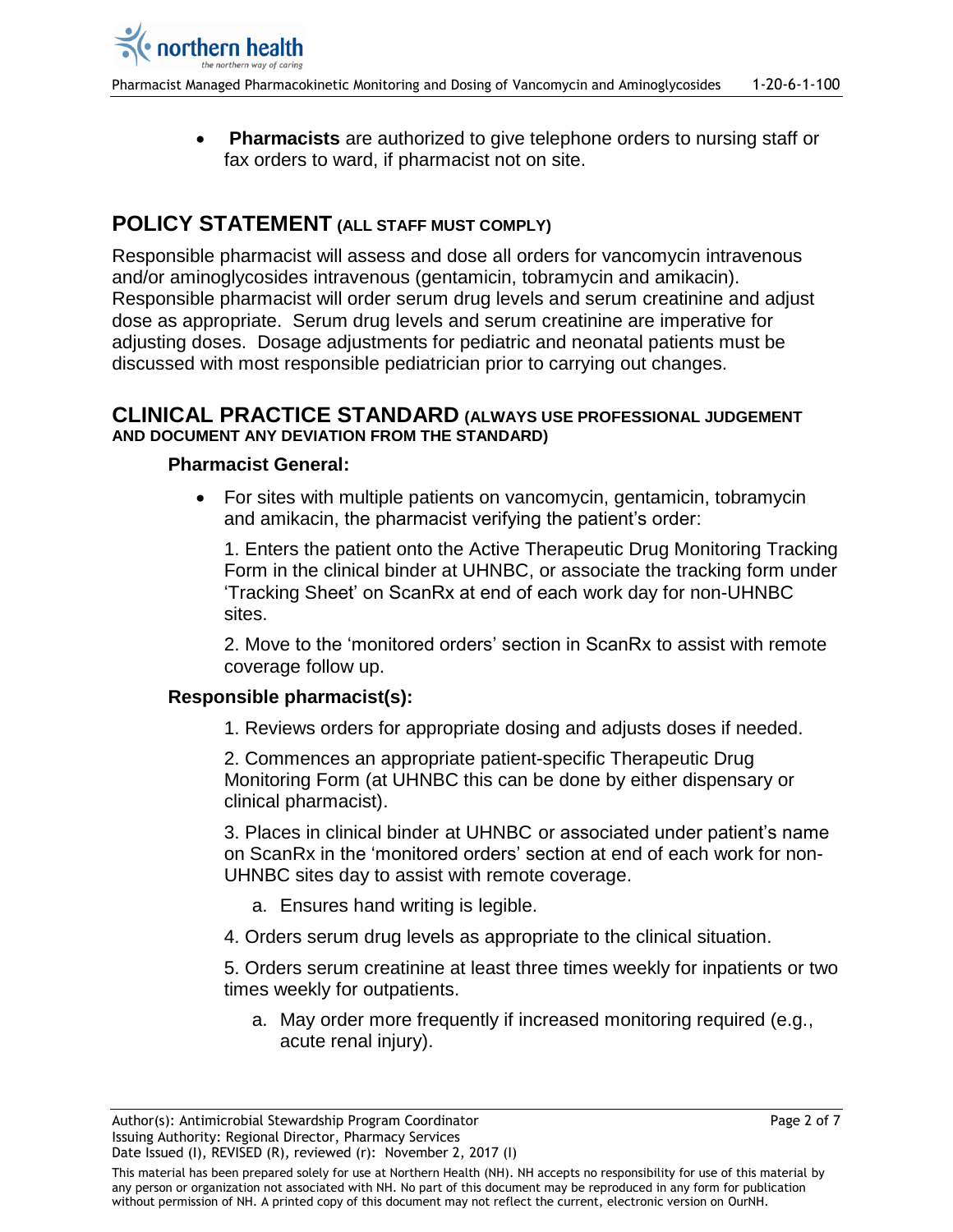- **Pharmacists** are authorized to give telephone orders to nursing staff or fax orders to ward, if pharmacist not on site.

## POLICY STATEMENT (ALL STAFF MUST COMPLY)

Responsible pharmacist will assess and dose all orders for vancomycin intravenous and/or aminoglycosides intravenous (gentamicin, tobramycin and amikacin). Responsible pharmacist will order serum drug levels and serum creatinine and adjust dose as appropriate. Serum drug levels and serum creatinine are imperative for adjusting doses. Dosage adjustments for pediatric and neonatal patients must be discussed with most responsible pediatrician prior to carrying out changes.

## CLINICAL PRACTICE STANDARD (ALWAYS USE PROFESSIONAL JUDGEMENT AND DOCUMENT ANY DEVIATION FROM THE STANDARD)

### Pharmacist General:

- For sites with multiple patients on vancomycin, gentamicin, tobramycin and amikacin, the pharmacist verifying the patient's order:

  1. Enters the patient onto the Active Therapeutic Drug Monitoring Tracking Form in the clinical binder at UHNBC, or associate the tracking form under 'Tracking Sheet' on ScanRx at end of each work day for non-UHNBC sites.

  2. Move to the 'monitored orders' section in ScanRx to assist with remote coverage follow up.

### Responsible pharmacist(s):

1. Reviews orders for appropriate dosing and adjusts doses if needed.

2. Commences an appropriate patient-specific Therapeutic Drug Monitoring Form (at UHNBC this can be done by either dispensary or clinical pharmacist).

3. Places in clinical binder at UHNBC or associated under patient's name on ScanRx in the 'monitored orders' section at end of each work for non-UHNBC sites day to assist with remote coverage.

   a. Ensures hand writing is legible.

4. Orders serum drug levels as appropriate to the clinical situation.

5. Orders serum creatinine at least three times weekly for inpatients or two times weekly for outpatients.

   a. May order more frequently if increased monitoring required (e.g., acute renal injury).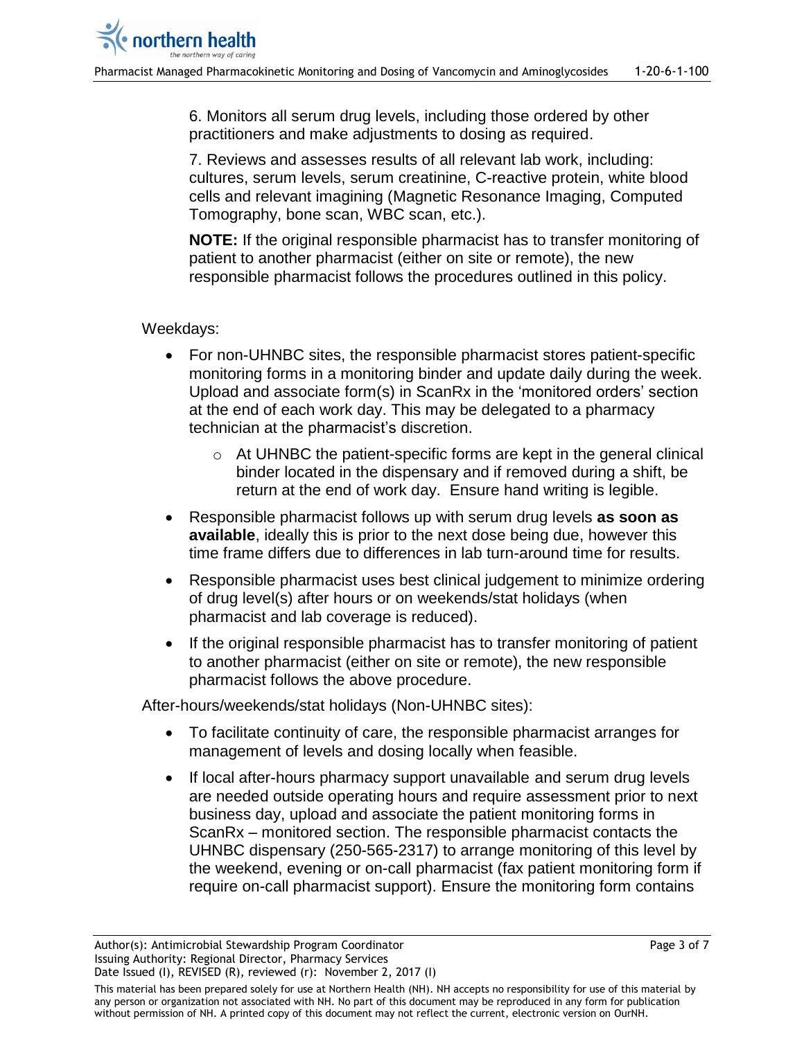6. Monitors all serum drug levels, including those ordered by other practitioners and make adjustments to dosing as required.

7. Reviews and assesses results of all relevant lab work, including: cultures, serum levels, serum creatinine, C-reactive protein, white blood cells and relevant imagining (Magnetic Resonance Imaging, Computed Tomography, bone scan, WBC scan, etc.).

**NOTE:** If the original responsible pharmacist has to transfer monitoring of patient to another pharmacist (either on site or remote), the new responsible pharmacist follows the procedures outlined in this policy.

Weekdays:

- For non-UHNBC sites, the responsible pharmacist stores patient-specific monitoring forms in a monitoring binder and update daily during the week. Upload and associate form(s) in ScanRx in the 'monitored orders' section at the end of each work day. This may be delegated to a pharmacy technician at the pharmacist's discretion.
  - At UHNBC the patient-specific forms are kept in the general clinical binder located in the dispensary and if removed during a shift, be return at the end of work day. Ensure hand writing is legible.
- Responsible pharmacist follows up with serum drug levels **as soon as available**, ideally this is prior to the next dose being due, however this time frame differs due to differences in lab turn-around time for results.
- Responsible pharmacist uses best clinical judgement to minimize ordering of drug level(s) after hours or on weekends/stat holidays (when pharmacist and lab coverage is reduced).
- If the original responsible pharmacist has to transfer monitoring of patient to another pharmacist (either on site or remote), the new responsible pharmacist follows the above procedure.

After-hours/weekends/stat holidays (Non-UHNBC sites):

- To facilitate continuity of care, the responsible pharmacist arranges for management of levels and dosing locally when feasible.
- If local after-hours pharmacy support unavailable and serum drug levels are needed outside operating hours and require assessment prior to next business day, upload and associate the patient monitoring forms in ScanRx – monitored section. The responsible pharmacist contacts the UHNBC dispensary (250-565-2317) to arrange monitoring of this level by the weekend, evening or on-call pharmacist (fax patient monitoring form if require on-call pharmacist support). Ensure the monitoring form contains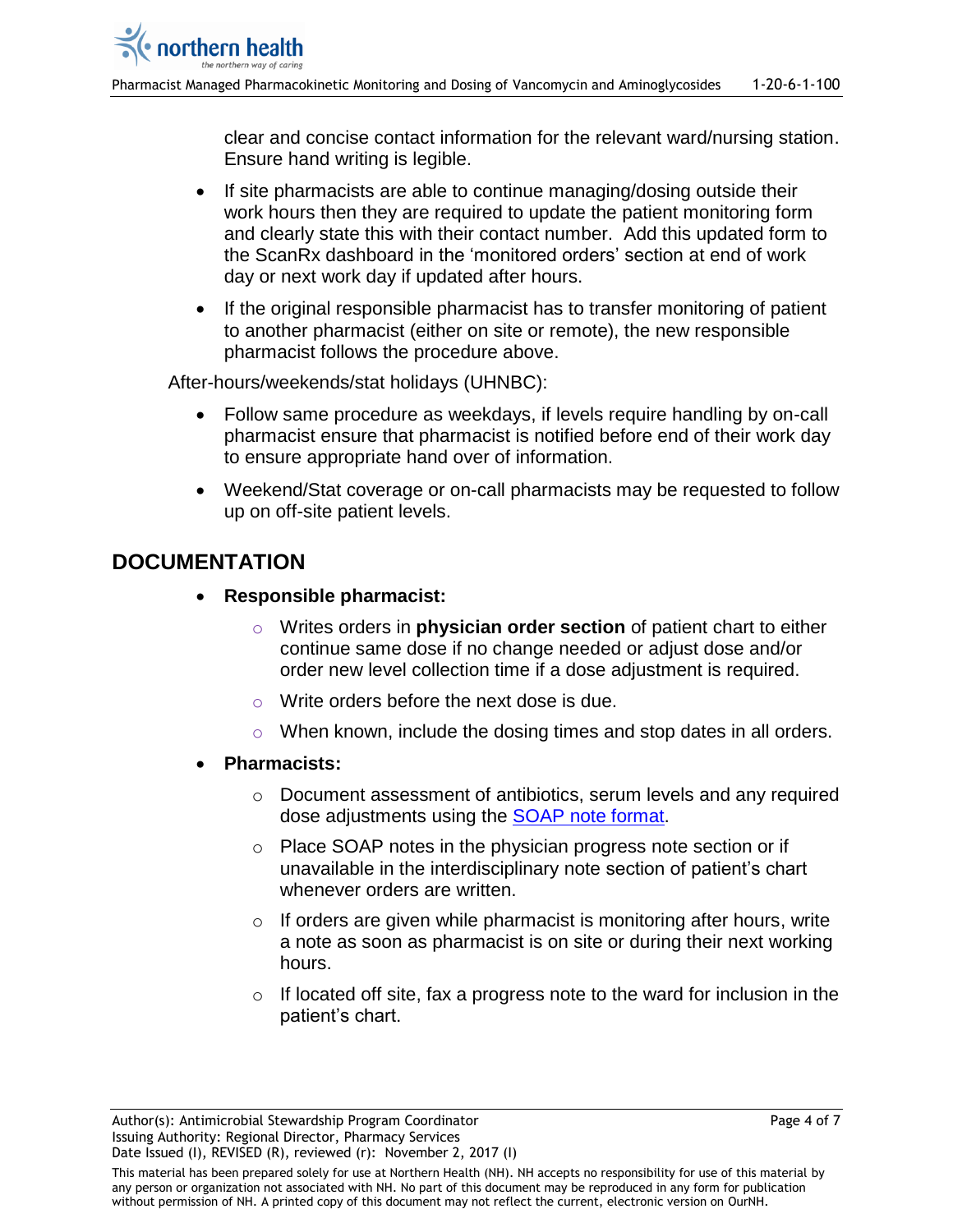clear and concise contact information for the relevant ward/nursing station. Ensure hand writing is legible.

- If site pharmacists are able to continue managing/dosing outside their work hours then they are required to update the patient monitoring form and clearly state this with their contact number. Add this updated form to the ScanRx dashboard in the 'monitored orders' section at end of work day or next work day if updated after hours.
- If the original responsible pharmacist has to transfer monitoring of patient to another pharmacist (either on site or remote), the new responsible pharmacist follows the procedure above.

After-hours/weekends/stat holidays (UHNBC):

- Follow same procedure as weekdays, if levels require handling by on-call pharmacist ensure that pharmacist is notified before end of their work day to ensure appropriate hand over of information.
- Weekend/Stat coverage or on-call pharmacists may be requested to follow up on off-site patient levels.

## DOCUMENTATION

- **Responsible pharmacist:**
  - Writes orders in **physician order section** of patient chart to either continue same dose if no change needed or adjust dose and/or order new level collection time if a dose adjustment is required.
  - Write orders before the next dose is due.
  - When known, include the dosing times and stop dates in all orders.
- **Pharmacists:**
  - Document assessment of antibiotics, serum levels and any required dose adjustments using the SOAP note format.
  - Place SOAP notes in the physician progress note section or if unavailable in the interdisciplinary note section of patient's chart whenever orders are written.
  - If orders are given while pharmacist is monitoring after hours, write a note as soon as pharmacist is on site or during their next working hours.
  - If located off site, fax a progress note to the ward for inclusion in the patient's chart.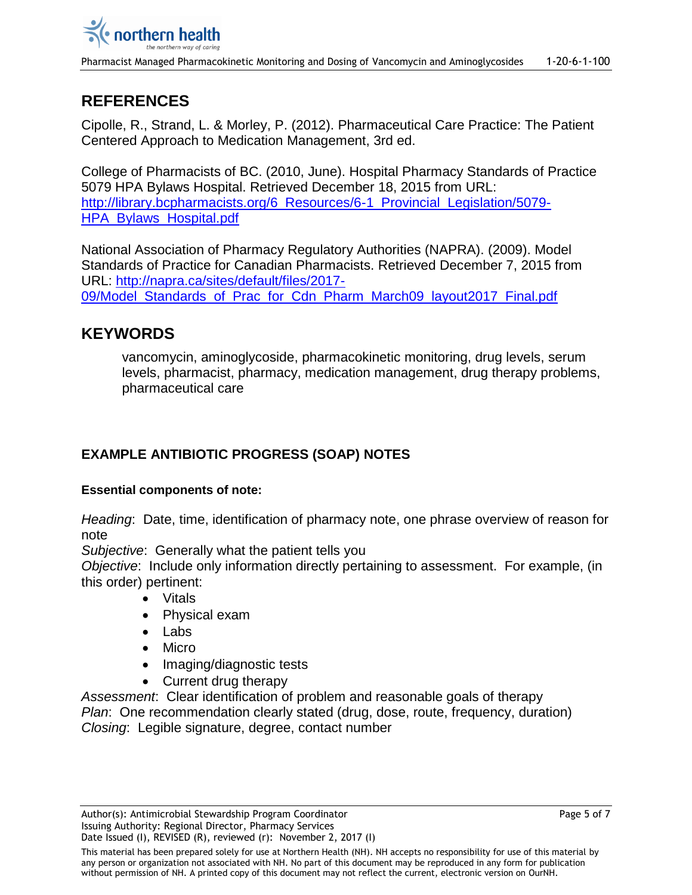## REFERENCES

Cipolle, R., Strand, L. & Morley, P. (2012). Pharmaceutical Care Practice: The Patient Centered Approach to Medication Management, 3rd ed.

College of Pharmacists of BC. (2010, June). Hospital Pharmacy Standards of Practice 5079 HPA Bylaws Hospital. Retrieved December 18, 2015 from URL: [http://library.bcpharmacists.org/6_Resources/6-1_Provincial_Legislation/5079-HPA_Bylaws_Hospital.pdf](http://library.bcpharmacists.org/6_Resources/6-1_Provincial_Legislation/5079-HPA_Bylaws_Hospital.pdf)

National Association of Pharmacy Regulatory Authorities (NAPRA). (2009). Model Standards of Practice for Canadian Pharmacists. Retrieved December 7, 2015 from URL: [http://napra.ca/sites/default/files/2017-09/Model_Standards_of_Prac_for_Cdn_Pharm_March09_layout2017_Final.pdf](http://napra.ca/sites/default/files/2017-09/Model_Standards_of_Prac_for_Cdn_Pharm_March09_layout2017_Final.pdf)

## KEYWORDS

vancomycin, aminoglycoside, pharmacokinetic monitoring, drug levels, serum levels, pharmacist, pharmacy, medication management, drug therapy problems, pharmaceutical care

### EXAMPLE ANTIBIOTIC PROGRESS (SOAP) NOTES

**Essential components of note:**

*Heading*: Date, time, identification of pharmacy note, one phrase overview of reason for note
*Subjective*: Generally what the patient tells you
*Objective*: Include only information directly pertaining to assessment. For example, (in this order) pertinent:

- Vitals
- Physical exam
- Labs
- Micro
- Imaging/diagnostic tests
- Current drug therapy

*Assessment*: Clear identification of problem and reasonable goals of therapy
*Plan*: One recommendation clearly stated (drug, dose, route, frequency, duration)
*Closing*: Legible signature, degree, contact number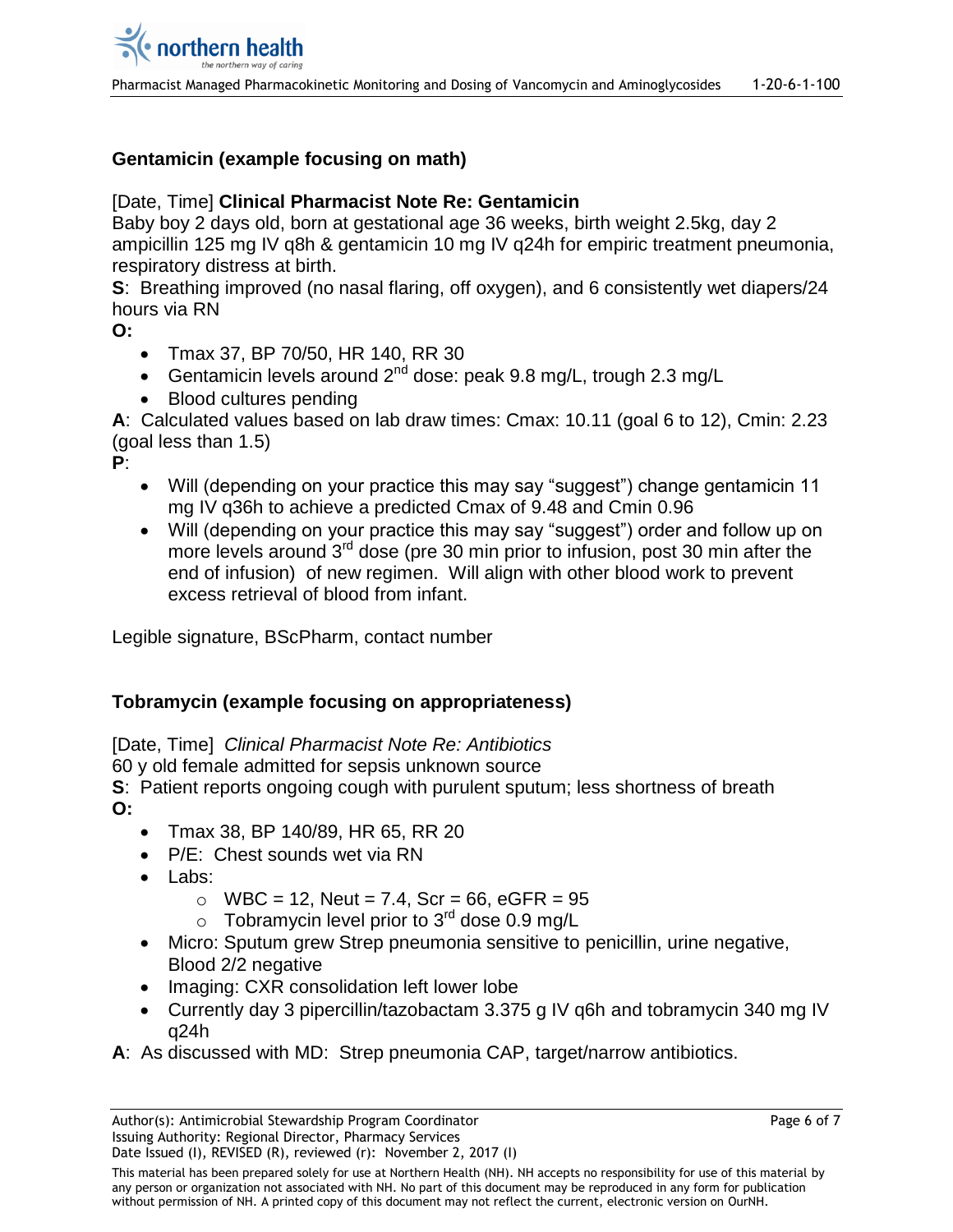### Gentamicin (example focusing on math)

[Date, Time] **Clinical Pharmacist Note Re: Gentamicin**
Baby boy 2 days old, born at gestational age 36 weeks, birth weight 2.5kg, day 2 ampicillin 125 mg IV q8h & gentamicin 10 mg IV q24h for empiric treatment pneumonia, respiratory distress at birth.

**S**: Breathing improved (no nasal flaring, off oxygen), and 6 consistently wet diapers/24 hours via RN

**O:**

- Tmax 37, BP 70/50, HR 140, RR 30
- Gentamicin levels around 2nd dose: peak 9.8 mg/L, trough 2.3 mg/L
- Blood cultures pending

**A**: Calculated values based on lab draw times: Cmax: 10.11 (goal 6 to 12), Cmin: 2.23 (goal less than 1.5)

**P**:

- Will (depending on your practice this may say "suggest") change gentamicin 11 mg IV q36h to achieve a predicted Cmax of 9.48 and Cmin 0.96
- Will (depending on your practice this may say "suggest") order and follow up on more levels around 3rd dose (pre 30 min prior to infusion, post 30 min after the end of infusion) of new regimen. Will align with other blood work to prevent excess retrieval of blood from infant.

Legible signature, BScPharm, contact number

### Tobramycin (example focusing on appropriateness)

[Date, Time] *Clinical Pharmacist Note Re: Antibiotics*
60 y old female admitted for sepsis unknown source

**S**: Patient reports ongoing cough with purulent sputum; less shortness of breath

**O:**

- Tmax 38, BP 140/89, HR 65, RR 20
- P/E: Chest sounds wet via RN
- Labs:
  - WBC = 12, Neut = 7.4, Scr = 66, eGFR = 95
  - Tobramycin level prior to 3rd dose 0.9 mg/L
- Micro: Sputum grew Strep pneumonia sensitive to penicillin, urine negative, Blood 2/2 negative
- Imaging: CXR consolidation left lower lobe
- Currently day 3 pipercillin/tazobactam 3.375 g IV q6h and tobramycin 340 mg IV q24h

**A**: As discussed with MD: Strep pneumonia CAP, target/narrow antibiotics.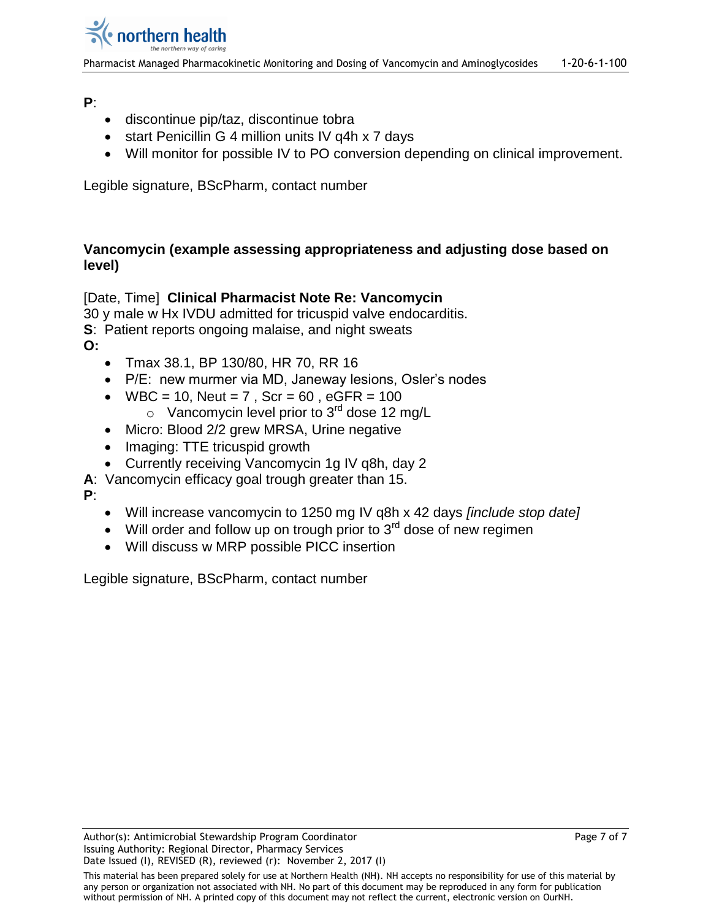**P**:

- discontinue pip/taz, discontinue tobra
- start Penicillin G 4 million units IV q4h x 7 days
- Will monitor for possible IV to PO conversion depending on clinical improvement.

Legible signature, BScPharm, contact number

### Vancomycin (example assessing appropriateness and adjusting dose based on level)

[Date, Time] **Clinical Pharmacist Note Re: Vancomycin**
30 y male w Hx IVDU admitted for tricuspid valve endocarditis.
**S**: Patient reports ongoing malaise, and night sweats
**O:**

- Tmax 38.1, BP 130/80, HR 70, RR 16
- P/E: new murmer via MD, Janeway lesions, Osler's nodes
- WBC = 10, Neut = 7 , Scr = 60 , eGFR = 100
  - Vancomycin level prior to 3rd dose 12 mg/L
- Micro: Blood 2/2 grew MRSA, Urine negative
- Imaging: TTE tricuspid growth
- Currently receiving Vancomycin 1g IV q8h, day 2

**A**: Vancomycin efficacy goal trough greater than 15.
**P**:

- Will increase vancomycin to 1250 mg IV q8h x 42 days *[include stop date]*
- Will order and follow up on trough prior to 3rd dose of new regimen
- Will discuss w MRP possible PICC insertion

Legible signature, BScPharm, contact number

Author(s): Antimicrobial Stewardship Program Coordinator
Issuing Authority: Regional Director, Pharmacy Services
Date Issued (I), REVISED (R), reviewed (r): November 2, 2017 (I)

This material has been prepared solely for use at Northern Health (NH). NH accepts no responsibility for use of this material by any person or organization not associated with NH. No part of this document may be reproduced in any form for publication without permission of NH. A printed copy of this document may not reflect the current, electronic version on OurNH.